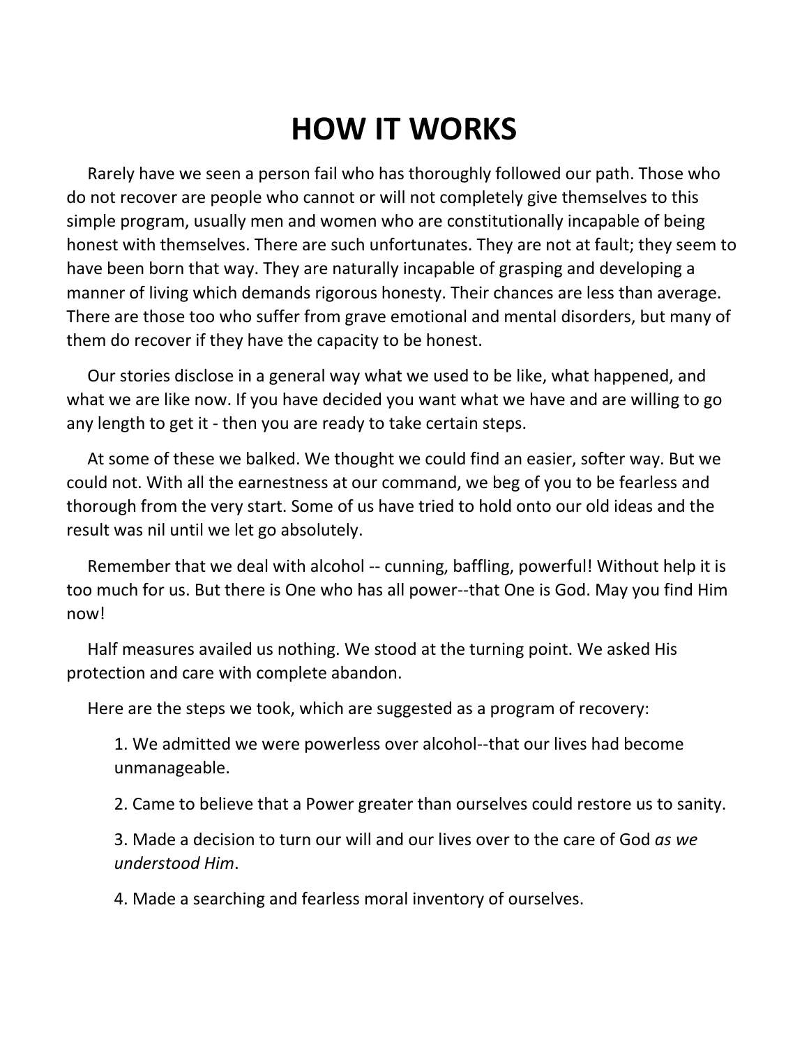# HOW IT WORKS

Rarely have we seen a person fail who has thoroughly followed our path. Those who do not recover are people who cannot or will not completely give themselves to this simple program, usually men and women who are constitutionally incapable of being honest with themselves. There are such unfortunates. They are not at fault; they seem to have been born that way. They are naturally incapable of grasping and developing a manner of living which demands rigorous honesty. Their chances are less than average. There are those too who suffer from grave emotional and mental disorders, but many of them do recover if they have the capacity to be honest.

Our stories disclose in a general way what we used to be like, what happened, and what we are like now. If you have decided you want what we have and are willing to go any length to get it - then you are ready to take certain steps.

At some of these we balked. We thought we could find an easier, softer way. But we could not. With all the earnestness at our command, we beg of you to be fearless and thorough from the very start. Some of us have tried to hold onto our old ideas and the result was nil until we let go absolutely.

Remember that we deal with alcohol -- cunning, baffling, powerful! Without help it is too much for us. But there is One who has all power--that One is God. May you find Him now!

Half measures availed us nothing. We stood at the turning point. We asked His protection and care with complete abandon.

Here are the steps we took, which are suggested as a program of recovery:

1. We admitted we were powerless over alcohol--that our lives had become unmanageable.
2. Came to believe that a Power greater than ourselves could restore us to sanity.
3. Made a decision to turn our will and our lives over to the care of God *as we understood Him*.
4. Made a searching and fearless moral inventory of ourselves.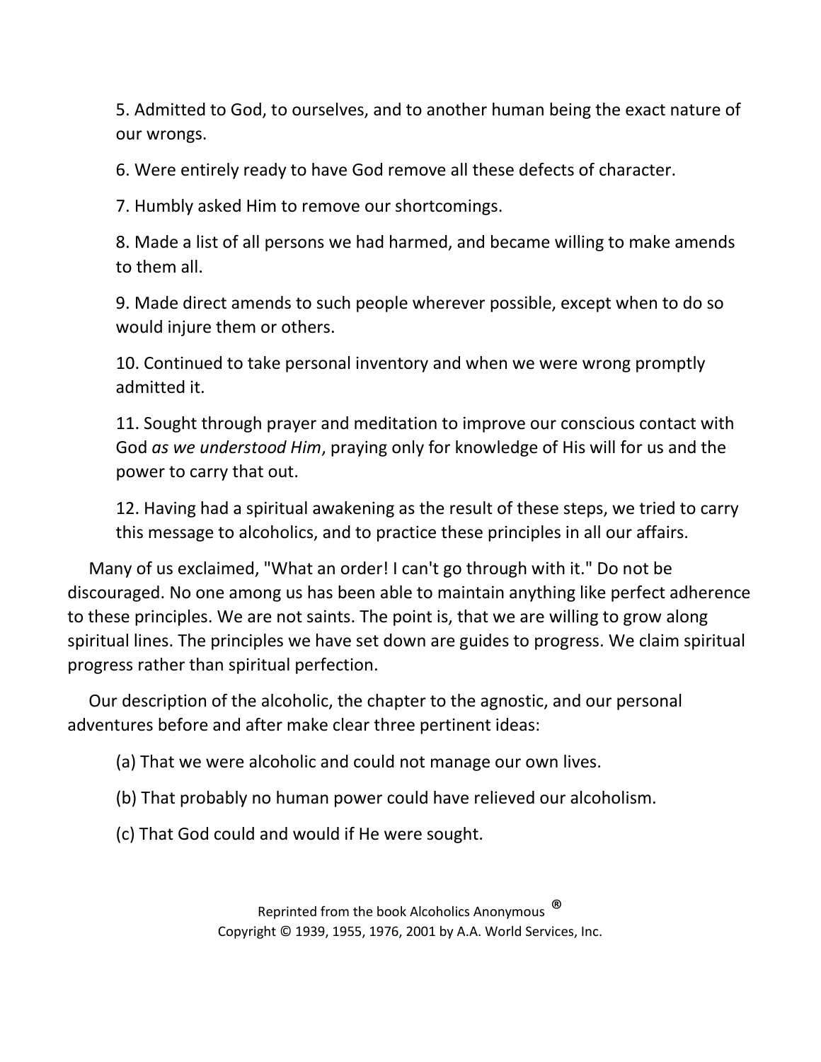5. Admitted to God, to ourselves, and to another human being the exact nature of our wrongs.

6. Were entirely ready to have God remove all these defects of character.

7. Humbly asked Him to remove our shortcomings.

8. Made a list of all persons we had harmed, and became willing to make amends to them all.

9. Made direct amends to such people wherever possible, except when to do so would injure them or others.

10. Continued to take personal inventory and when we were wrong promptly admitted it.

11. Sought through prayer and meditation to improve our conscious contact with God *as we understood Him*, praying only for knowledge of His will for us and the power to carry that out.

12. Having had a spiritual awakening as the result of these steps, we tried to carry this message to alcoholics, and to practice these principles in all our affairs.

Many of us exclaimed, "What an order! I can't go through with it." Do not be discouraged. No one among us has been able to maintain anything like perfect adherence to these principles. We are not saints. The point is, that we are willing to grow along spiritual lines. The principles we have set down are guides to progress. We claim spiritual progress rather than spiritual perfection.

Our description of the alcoholic, the chapter to the agnostic, and our personal adventures before and after make clear three pertinent ideas:

(a) That we were alcoholic and could not manage our own lives.

(b) That probably no human power could have relieved our alcoholism.

(c) That God could and would if He were sought.

Reprinted from the book Alcoholics Anonymous ®
Copyright © 1939, 1955, 1976, 2001 by A.A. World Services, Inc.